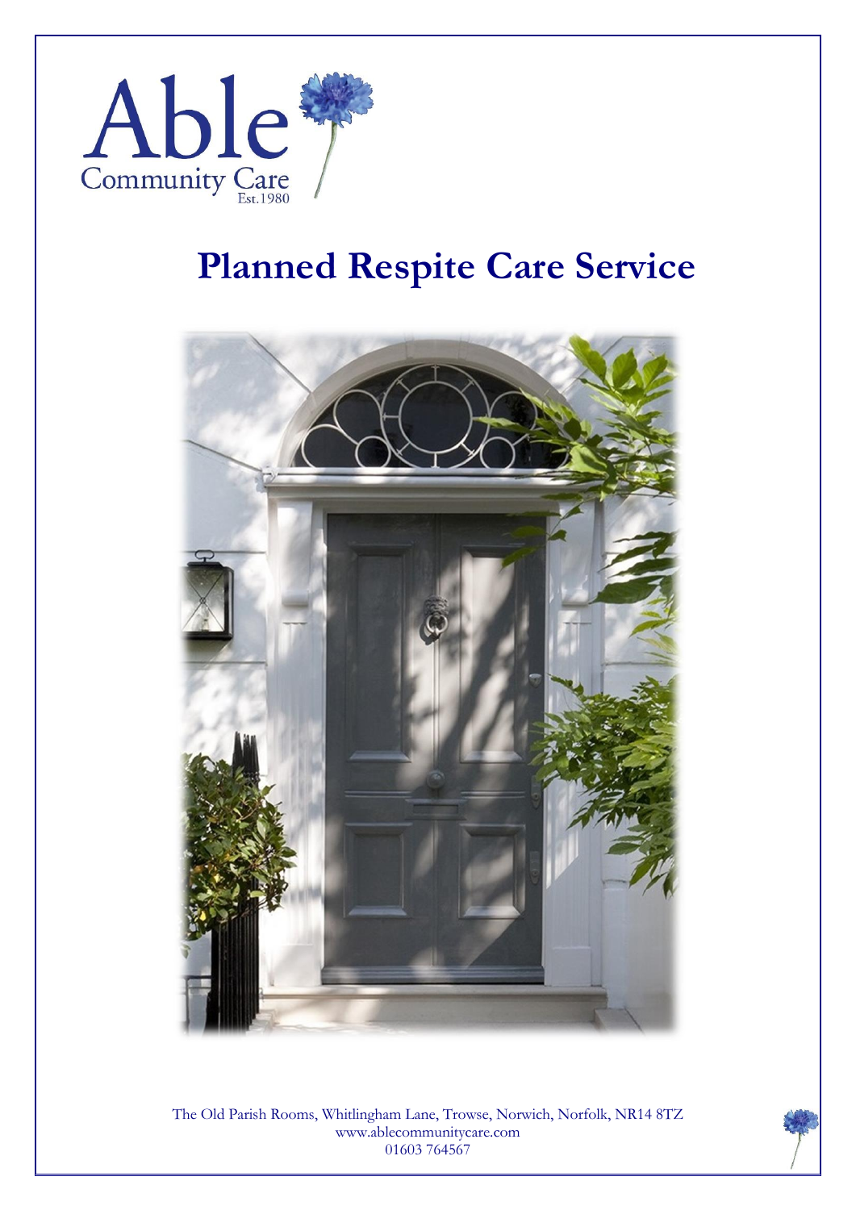Able
Community Care
Est.1980

# Planned Respite Care Service

The Old Parish Rooms, Whitlingham Lane, Trowse, Norwich, Norfolk, NR14 8TZ
www.ablecommunitycare.com
01603 764567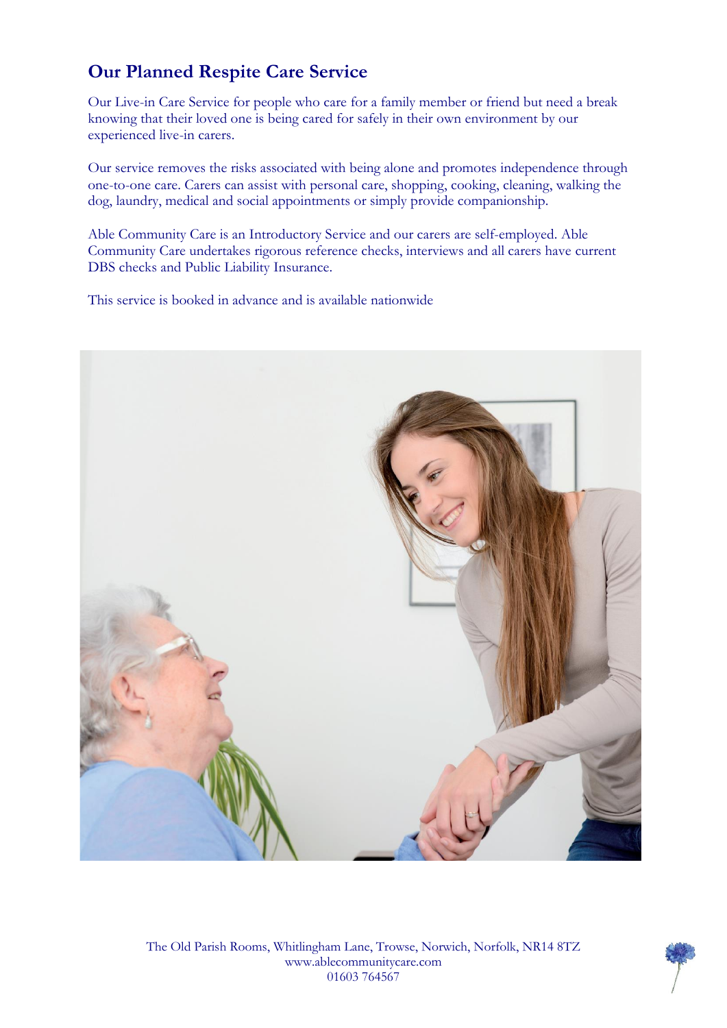## Our Planned Respite Care Service

Our Live-in Care Service for people who care for a family member or friend but need a break knowing that their loved one is being cared for safely in their own environment by our experienced live-in carers.

Our service removes the risks associated with being alone and promotes independence through one-to-one care. Carers can assist with personal care, shopping, cooking, cleaning, walking the dog, laundry, medical and social appointments or simply provide companionship.

Able Community Care is an Introductory Service and our carers are self-employed. Able Community Care undertakes rigorous reference checks, interviews and all carers have current DBS checks and Public Liability Insurance.

This service is booked in advance and is available nationwide

The Old Parish Rooms, Whitlingham Lane, Trowse, Norwich, Norfolk, NR14 8TZ
www.ablecommunitycare.com
01603 764567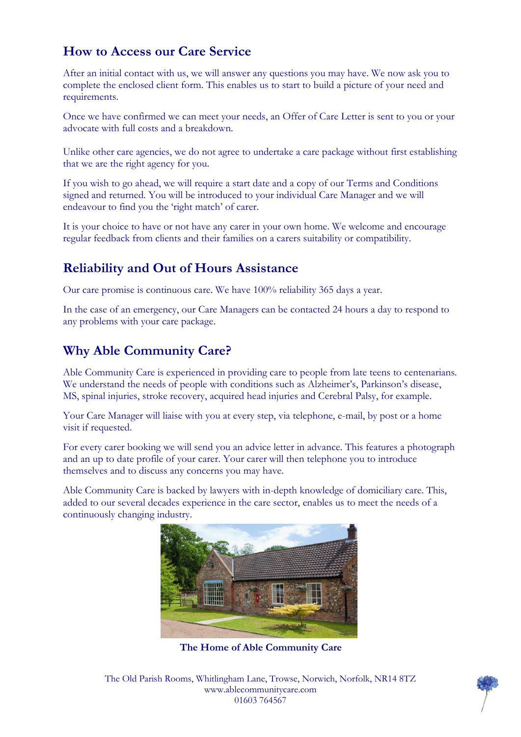## How to Access our Care Service

After an initial contact with us, we will answer any questions you may have. We now ask you to complete the enclosed client form. This enables us to start to build a picture of your need and requirements.

Once we have confirmed we can meet your needs, an Offer of Care Letter is sent to you or your advocate with full costs and a breakdown.

Unlike other care agencies, we do not agree to undertake a care package without first establishing that we are the right agency for you.

If you wish to go ahead, we will require a start date and a copy of our Terms and Conditions signed and returned. You will be introduced to your individual Care Manager and we will endeavour to find you the 'right match' of carer.

It is your choice to have or not have any carer in your own home. We welcome and encourage regular feedback from clients and their families on a carers suitability or compatibility.

## Reliability and Out of Hours Assistance

Our care promise is continuous care. We have 100% reliability 365 days a year.

In the case of an emergency, our Care Managers can be contacted 24 hours a day to respond to any problems with your care package.

## Why Able Community Care?

Able Community Care is experienced in providing care to people from late teens to centenarians. We understand the needs of people with conditions such as Alzheimer's, Parkinson's disease, MS, spinal injuries, stroke recovery, acquired head injuries and Cerebral Palsy, for example.

Your Care Manager will liaise with you at every step, via telephone, e-mail, by post or a home visit if requested.

For every carer booking we will send you an advice letter in advance. This features a photograph and an up to date profile of your carer. Your carer will then telephone you to introduce themselves and to discuss any concerns you may have.

Able Community Care is backed by lawyers with in-depth knowledge of domiciliary care. This, added to our several decades experience in the care sector, enables us to meet the needs of a continuously changing industry.

**The Home of Able Community Care**

The Old Parish Rooms, Whitlingham Lane, Trowse, Norwich, Norfolk, NR14 8TZ
www.ablecommunitycare.com
01603 764567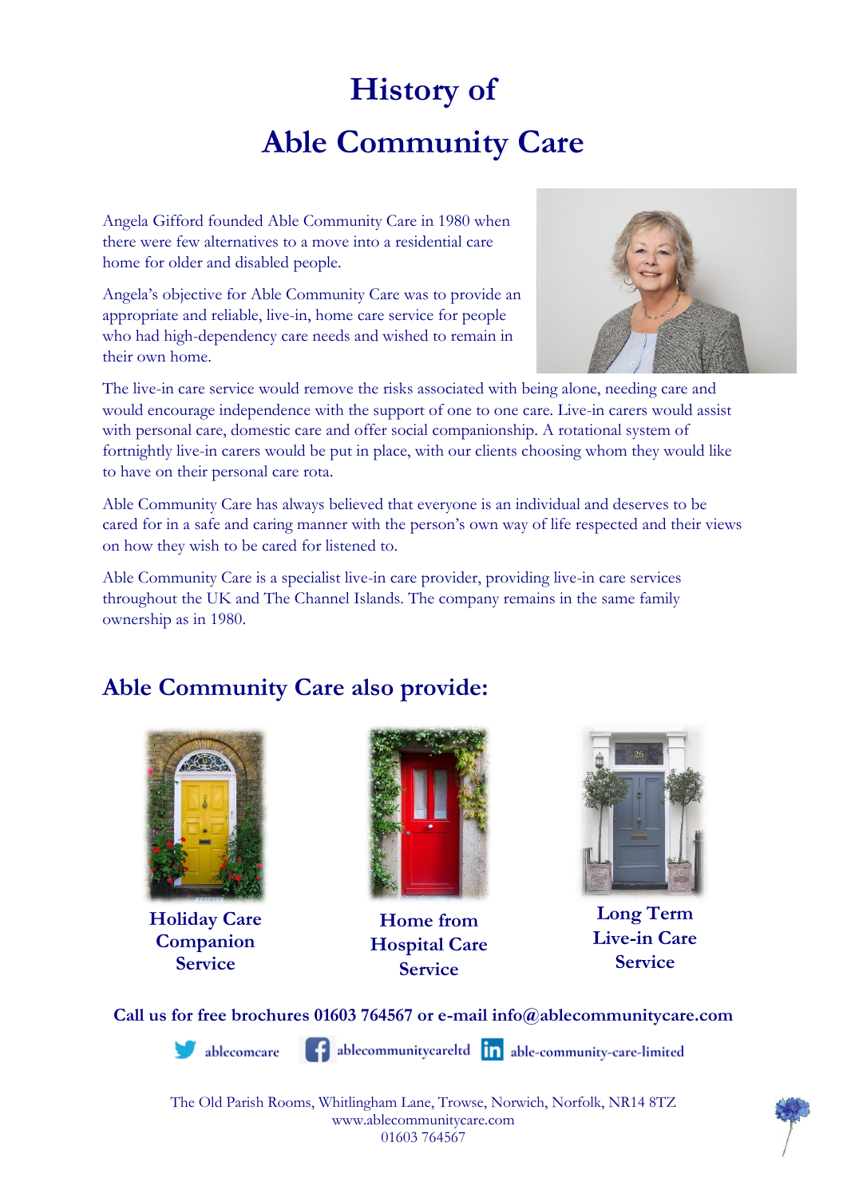# History of Able Community Care

Angela Gifford founded Able Community Care in 1980 when there were few alternatives to a move into a residential care home for older and disabled people.

Angela's objective for Able Community Care was to provide an appropriate and reliable, live-in, home care service for people who had high-dependency care needs and wished to remain in their own home.

The live-in care service would remove the risks associated with being alone, needing care and would encourage independence with the support of one to one care. Live-in carers would assist with personal care, domestic care and offer social companionship. A rotational system of fortnightly live-in carers would be put in place, with our clients choosing whom they would like to have on their personal care rota.

Able Community Care has always believed that everyone is an individual and deserves to be cared for in a safe and caring manner with the person's own way of life respected and their views on how they wish to be cared for listened to.

Able Community Care is a specialist live-in care provider, providing live-in care services throughout the UK and The Channel Islands. The company remains in the same family ownership as in 1980.

## Able Community Care also provide:

**Holiday Care Companion Service**

**Home from Hospital Care Service**

**Long Term Live-in Care Service**

**Call us for free brochures 01603 764567 or e-mail info@ablecommunitycare.com**

ablecomcare | ablecommunitycareltd | able-community-care-limited

The Old Parish Rooms, Whitlingham Lane, Trowse, Norwich, Norfolk, NR14 8TZ
www.ablecommunitycare.com
01603 764567